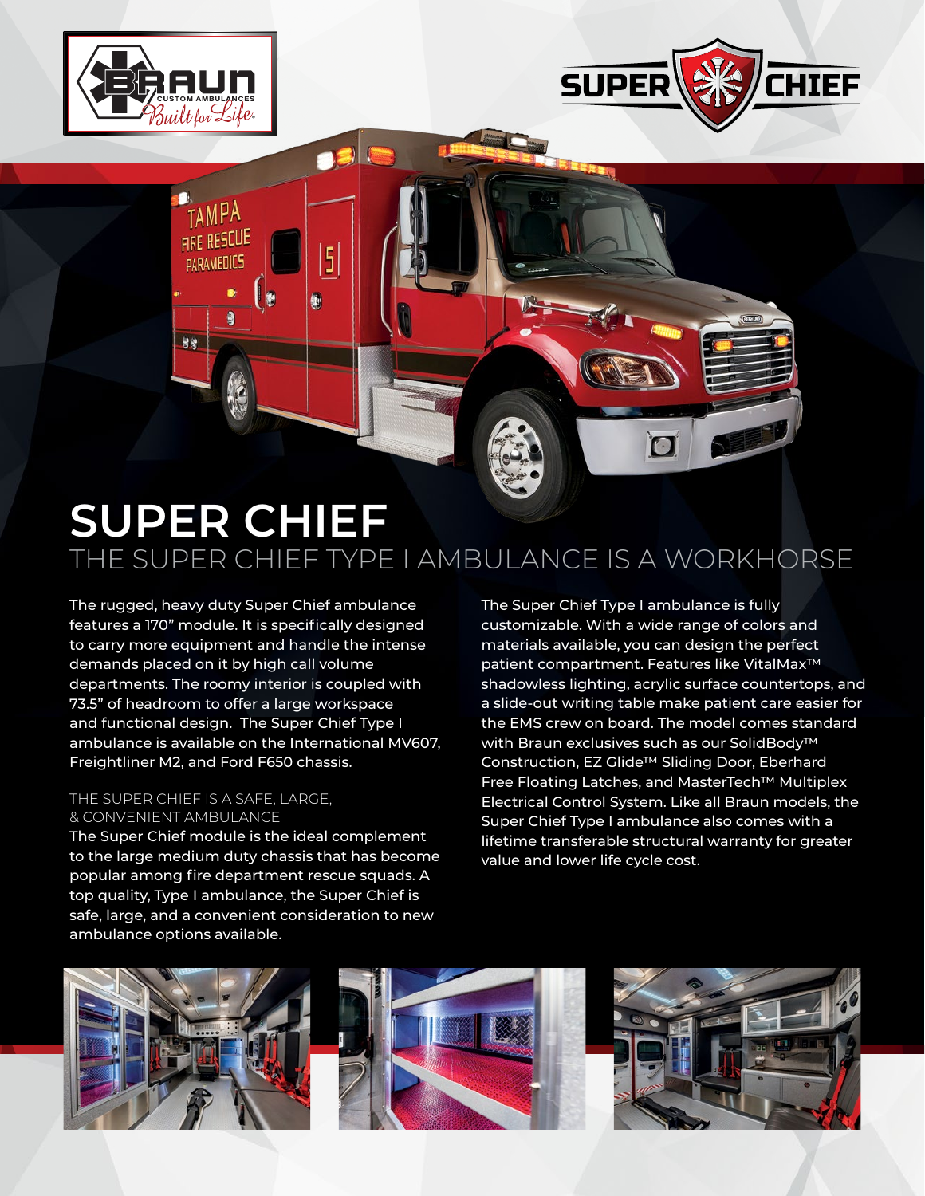# SUPER CHIEF

## THE SUPER CHIEF TYPE I AMBULANCE IS A WORKHORSE

The rugged, heavy duty Super Chief ambulance features a 170" module. It is specifically designed to carry more equipment and handle the intense demands placed on it by high call volume departments. The roomy interior is coupled with 73.5" of headroom to offer a large workspace and functional design. The Super Chief Type I ambulance is available on the International MV607, Freightliner M2, and Ford F650 chassis.

### THE SUPER CHIEF IS A SAFE, LARGE, & CONVENIENT AMBULANCE

The Super Chief module is the ideal complement to the large medium duty chassis that has become popular among fire department rescue squads. A top quality, Type I ambulance, the Super Chief is safe, large, and a convenient consideration to new ambulance options available.

The Super Chief Type I ambulance is fully customizable. With a wide range of colors and materials available, you can design the perfect patient compartment. Features like VitalMax™ shadowless lighting, acrylic surface countertops, and a slide-out writing table make patient care easier for the EMS crew on board. The model comes standard with Braun exclusives such as our SolidBody™ Construction, EZ Glide™ Sliding Door, Eberhard Free Floating Latches, and MasterTech™ Multiplex Electrical Control System. Like all Braun models, the Super Chief Type I ambulance also comes with a lifetime transferable structural warranty for greater value and lower life cycle cost.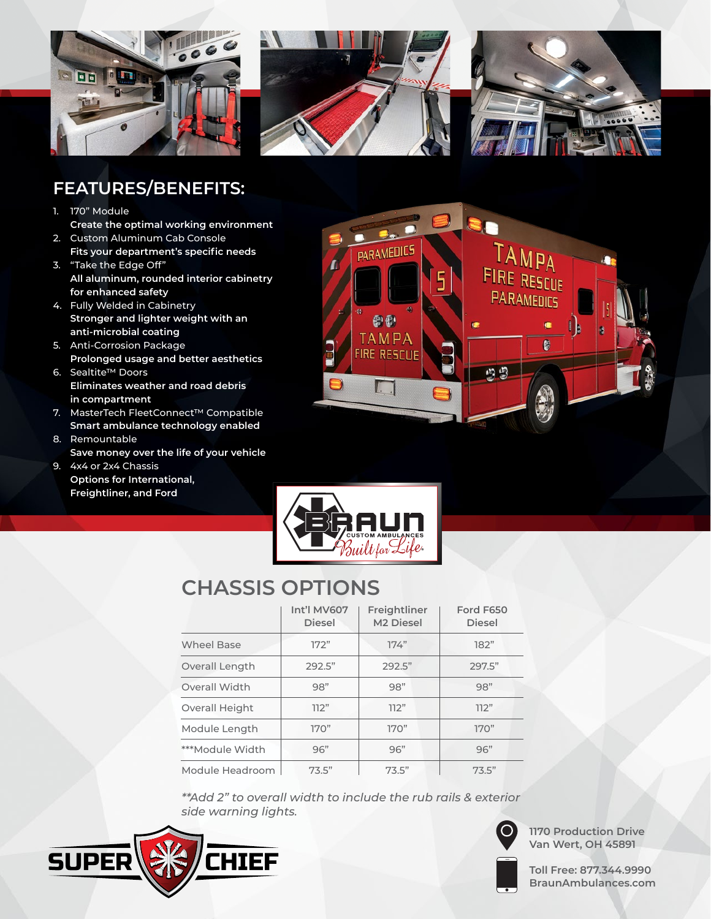## FEATURES/BENEFITS:

1. 170" Module
   **Create the optimal working environment**
2. Custom Aluminum Cab Console
   **Fits your department's specific needs**
3. "Take the Edge Off"
   **All aluminum, rounded interior cabinetry for enhanced safety**
4. Fully Welded in Cabinetry
   **Stronger and lighter weight with an anti-microbial coating**
5. Anti-Corrosion Package
   **Prolonged usage and better aesthetics**
6. Sealtite™ Doors
   **Eliminates weather and road debris in compartment**
7. MasterTech FleetConnect™ Compatible
   **Smart ambulance technology enabled**
8. Remountable
   **Save money over the life of your vehicle**
9. 4x4 or 2x4 Chassis
   **Options for International, Freightliner, and Ford**

## CHASSIS OPTIONS

| | Int'l MV607 Diesel | Freightliner M2 Diesel | Ford F650 Diesel |
|---|---|---|---|
| Wheel Base | 172" | 174" | 182" |
| Overall Length | 292.5" | 292.5" | 297.5" |
| Overall Width | 98" | 98" | 98" |
| Overall Height | 112" | 112" | 112" |
| Module Length | 170" | 170" | 170" |
| ***Module Width | 96" | 96" | 96" |
| Module Headroom | 73.5" | 73.5" | 73.5" |

*\*\*Add 2" to overall width to include the rub rails & exterior side warning lights.*

SUPER CHIEF

1170 Production Drive
Van Wert, OH 45891

Toll Free: 877.344.9990
BraunAmbulances.com